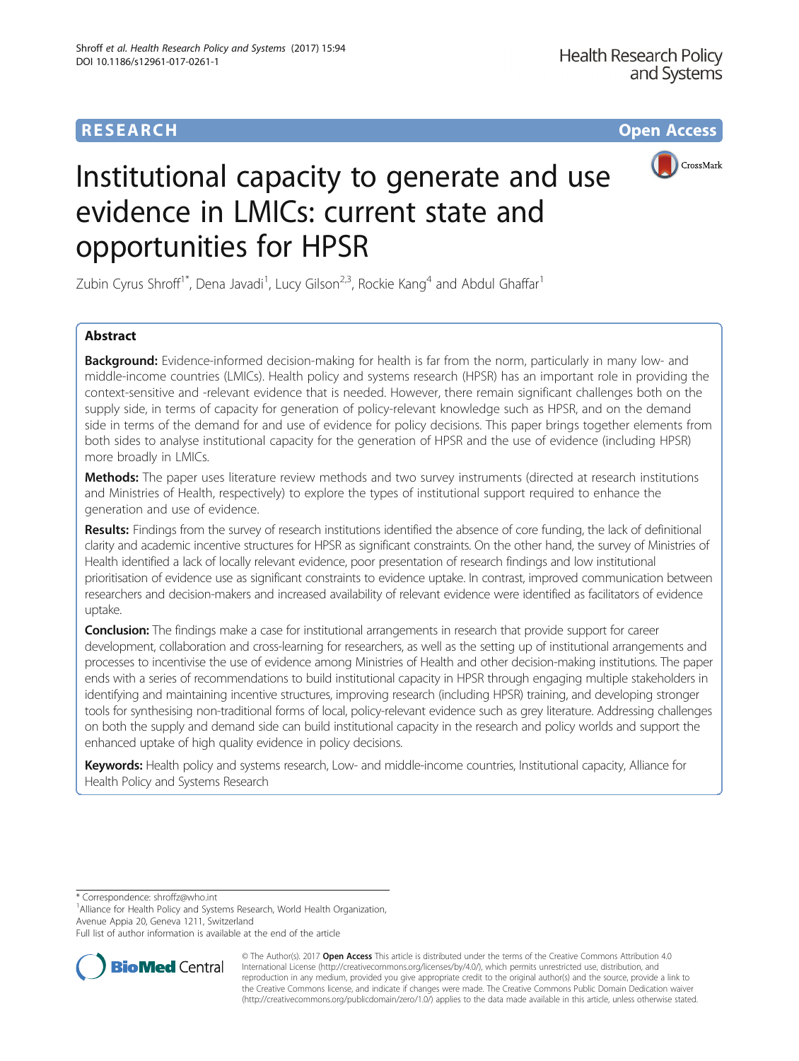RESEARCH Open Access

# Institutional capacity to generate and use evidence in LMICs: current state and opportunities for HPSR

Zubin Cyrus Shroff[1*], Dena Javadi[1], Lucy Gilson[2,3], Rockie Kang[4] and Abdul Ghaffar[1]

## Abstract

**Background:** Evidence-informed decision-making for health is far from the norm, particularly in many low- and middle-income countries (LMICs). Health policy and systems research (HPSR) has an important role in providing the context-sensitive and -relevant evidence that is needed. However, there remain significant challenges both on the supply side, in terms of capacity for generation of policy-relevant knowledge such as HPSR, and on the demand side in terms of the demand for and use of evidence for policy decisions. This paper brings together elements from both sides to analyse institutional capacity for the generation of HPSR and the use of evidence (including HPSR) more broadly in LMICs.

**Methods:** The paper uses literature review methods and two survey instruments (directed at research institutions and Ministries of Health, respectively) to explore the types of institutional support required to enhance the generation and use of evidence.

**Results:** Findings from the survey of research institutions identified the absence of core funding, the lack of definitional clarity and academic incentive structures for HPSR as significant constraints. On the other hand, the survey of Ministries of Health identified a lack of locally relevant evidence, poor presentation of research findings and low institutional prioritisation of evidence use as significant constraints to evidence uptake. In contrast, improved communication between researchers and decision-makers and increased availability of relevant evidence were identified as facilitators of evidence uptake.

**Conclusion:** The findings make a case for institutional arrangements in research that provide support for career development, collaboration and cross-learning for researchers, as well as the setting up of institutional arrangements and processes to incentivise the use of evidence among Ministries of Health and other decision-making institutions. The paper ends with a series of recommendations to build institutional capacity in HPSR through engaging multiple stakeholders in identifying and maintaining incentive structures, improving research (including HPSR) training, and developing stronger tools for synthesising non-traditional forms of local, policy-relevant evidence such as grey literature. Addressing challenges on both the supply and demand side can build institutional capacity in the research and policy worlds and support the enhanced uptake of high quality evidence in policy decisions.

**Keywords:** Health policy and systems research, Low- and middle-income countries, Institutional capacity, Alliance for Health Policy and Systems Research

\* Correspondence: shroffz@who.int
[1]Alliance for Health Policy and Systems Research, World Health Organization, Avenue Appia 20, Geneva 1211, Switzerland
Full list of author information is available at the end of the article

© The Author(s). 2017 **Open Access** This article is distributed under the terms of the Creative Commons Attribution 4.0 International License (http://creativecommons.org/licenses/by/4.0/), which permits unrestricted use, distribution, and reproduction in any medium, provided you give appropriate credit to the original author(s) and the source, provide a link to the Creative Commons license, and indicate if changes were made. The Creative Commons Public Domain Dedication waiver (http://creativecommons.org/publicdomain/zero/1.0/) applies to the data made available in this article, unless otherwise stated.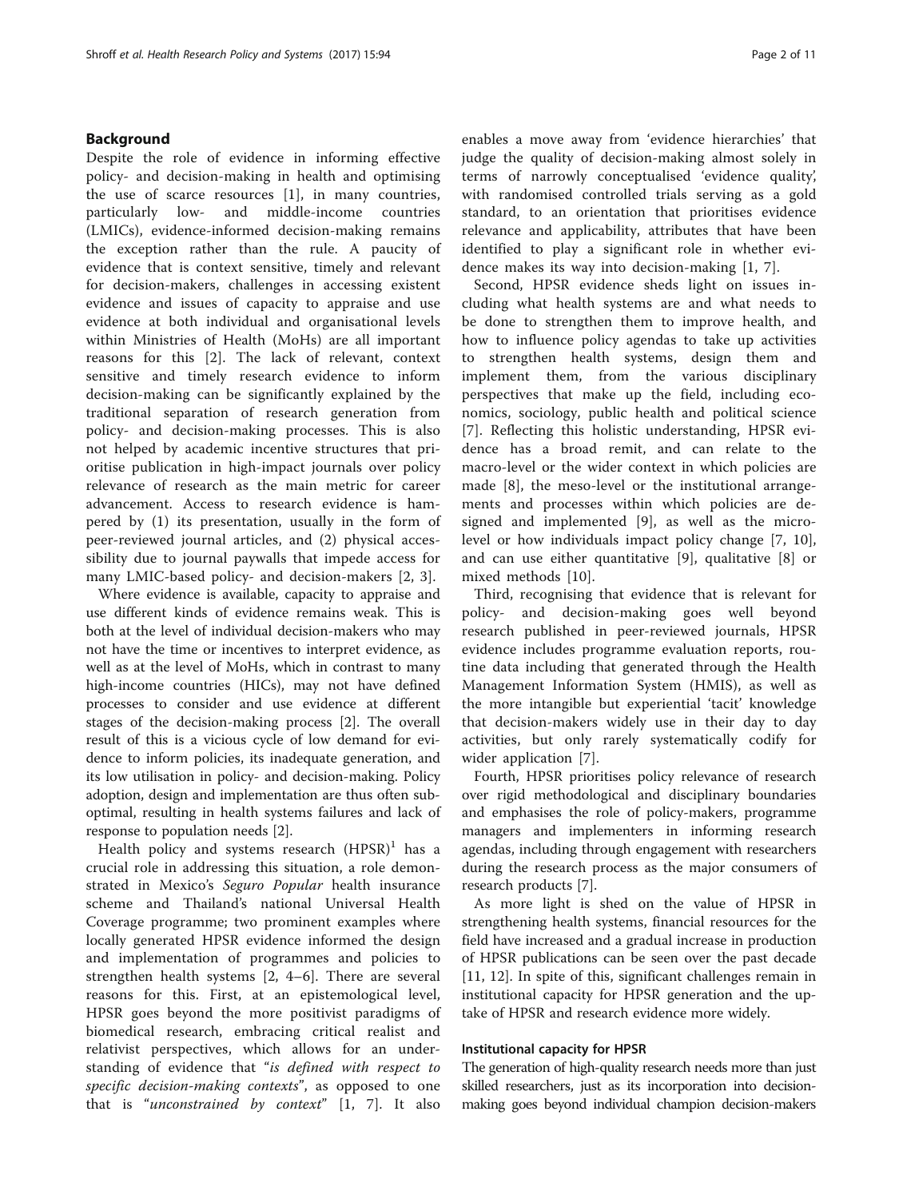## Background

Despite the role of evidence in informing effective policy- and decision-making in health and optimising the use of scarce resources [1], in many countries, particularly low- and middle-income countries (LMICs), evidence-informed decision-making remains the exception rather than the rule. A paucity of evidence that is context sensitive, timely and relevant for decision-makers, challenges in accessing existent evidence and issues of capacity to appraise and use evidence at both individual and organisational levels within Ministries of Health (MoHs) are all important reasons for this [2]. The lack of relevant, context sensitive and timely research evidence to inform decision-making can be significantly explained by the traditional separation of research generation from policy- and decision-making processes. This is also not helped by academic incentive structures that prioritise publication in high-impact journals over policy relevance of research as the main metric for career advancement. Access to research evidence is hampered by (1) its presentation, usually in the form of peer-reviewed journal articles, and (2) physical accessibility due to journal paywalls that impede access for many LMIC-based policy- and decision-makers [2, 3].

Where evidence is available, capacity to appraise and use different kinds of evidence remains weak. This is both at the level of individual decision-makers who may not have the time or incentives to interpret evidence, as well as at the level of MoHs, which in contrast to many high-income countries (HICs), may not have defined processes to consider and use evidence at different stages of the decision-making process [2]. The overall result of this is a vicious cycle of low demand for evidence to inform policies, its inadequate generation, and its low utilisation in policy- and decision-making. Policy adoption, design and implementation are thus often suboptimal, resulting in health systems failures and lack of response to population needs [2].

Health policy and systems research (HPSR)[1] has a crucial role in addressing this situation, a role demonstrated in Mexico's *Seguro Popular* health insurance scheme and Thailand's national Universal Health Coverage programme; two prominent examples where locally generated HPSR evidence informed the design and implementation of programmes and policies to strengthen health systems [2, 4–6]. There are several reasons for this. First, at an epistemological level, HPSR goes beyond the more positivist paradigms of biomedical research, embracing critical realist and relativist perspectives, which allows for an understanding of evidence that "*is defined with respect to specific decision-making contexts*", as opposed to one that is "*unconstrained by context*" [1, 7]. It also enables a move away from 'evidence hierarchies' that judge the quality of decision-making almost solely in terms of narrowly conceptualised 'evidence quality', with randomised controlled trials serving as a gold standard, to an orientation that prioritises evidence relevance and applicability, attributes that have been identified to play a significant role in whether evidence makes its way into decision-making [1, 7].

Second, HPSR evidence sheds light on issues including what health systems are and what needs to be done to strengthen them to improve health, and how to influence policy agendas to take up activities to strengthen health systems, design them and implement them, from the various disciplinary perspectives that make up the field, including economics, sociology, public health and political science [7]. Reflecting this holistic understanding, HPSR evidence has a broad remit, and can relate to the macro-level or the wider context in which policies are made [8], the meso-level or the institutional arrangements and processes within which policies are designed and implemented [9], as well as the micro-level or how individuals impact policy change [7, 10], and can use either quantitative [9], qualitative [8] or mixed methods [10].

Third, recognising that evidence that is relevant for policy- and decision-making goes well beyond research published in peer-reviewed journals, HPSR evidence includes programme evaluation reports, routine data including that generated through the Health Management Information System (HMIS), as well as the more intangible but experiential 'tacit' knowledge that decision-makers widely use in their day to day activities, but only rarely systematically codify for wider application [7].

Fourth, HPSR prioritises policy relevance of research over rigid methodological and disciplinary boundaries and emphasises the role of policy-makers, programme managers and implementers in informing research agendas, including through engagement with researchers during the research process as the major consumers of research products [7].

As more light is shed on the value of HPSR in strengthening health systems, financial resources for the field have increased and a gradual increase in production of HPSR publications can be seen over the past decade [11, 12]. In spite of this, significant challenges remain in institutional capacity for HPSR generation and the uptake of HPSR and research evidence more widely.

### Institutional capacity for HPSR

The generation of high-quality research needs more than just skilled researchers, just as its incorporation into decision-making goes beyond individual champion decision-makers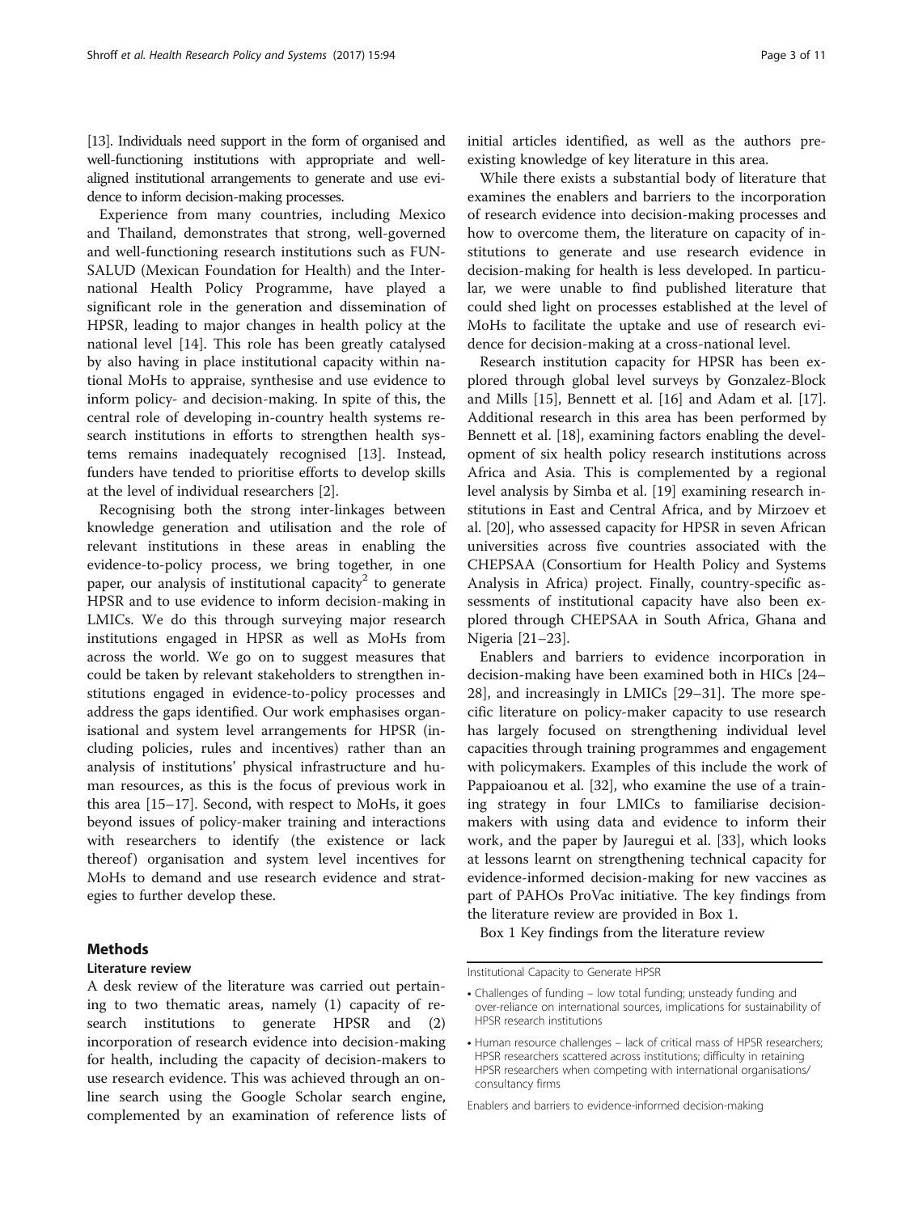[13]. Individuals need support in the form of organised and well-functioning institutions with appropriate and well-aligned institutional arrangements to generate and use evidence to inform decision-making processes.

Experience from many countries, including Mexico and Thailand, demonstrates that strong, well-governed and well-functioning research institutions such as FUNSALUD (Mexican Foundation for Health) and the International Health Policy Programme, have played a significant role in the generation and dissemination of HPSR, leading to major changes in health policy at the national level [14]. This role has been greatly catalysed by also having in place institutional capacity within national MoHs to appraise, synthesise and use evidence to inform policy- and decision-making. In spite of this, the central role of developing in-country health systems research institutions in efforts to strengthen health systems remains inadequately recognised [13]. Instead, funders have tended to prioritise efforts to develop skills at the level of individual researchers [2].

Recognising both the strong inter-linkages between knowledge generation and utilisation and the role of relevant institutions in these areas in enabling the evidence-to-policy process, we bring together, in one paper, our analysis of institutional capacity[2] to generate HPSR and to use evidence to inform decision-making in LMICs. We do this through surveying major research institutions engaged in HPSR as well as MoHs from across the world. We go on to suggest measures that could be taken by relevant stakeholders to strengthen institutions engaged in evidence-to-policy processes and address the gaps identified. Our work emphasises organisational and system level arrangements for HPSR (including policies, rules and incentives) rather than an analysis of institutions' physical infrastructure and human resources, as this is the focus of previous work in this area [15–17]. Second, with respect to MoHs, it goes beyond issues of policy-maker training and interactions with researchers to identify (the existence or lack thereof) organisation and system level incentives for MoHs to demand and use research evidence and strategies to further develop these.

## Methods

### Literature review

A desk review of the literature was carried out pertaining to two thematic areas, namely (1) capacity of research institutions to generate HPSR and (2) incorporation of research evidence into decision-making for health, including the capacity of decision-makers to use research evidence. This was achieved through an online search using the Google Scholar search engine, complemented by an examination of reference lists of initial articles identified, as well as the authors pre-existing knowledge of key literature in this area.

While there exists a substantial body of literature that examines the enablers and barriers to the incorporation of research evidence into decision-making processes and how to overcome them, the literature on capacity of institutions to generate and use research evidence in decision-making for health is less developed. In particular, we were unable to find published literature that could shed light on processes established at the level of MoHs to facilitate the uptake and use of research evidence for decision-making at a cross-national level.

Research institution capacity for HPSR has been explored through global level surveys by Gonzalez-Block and Mills [15], Bennett et al. [16] and Adam et al. [17]. Additional research in this area has been performed by Bennett et al. [18], examining factors enabling the development of six health policy research institutions across Africa and Asia. This is complemented by a regional level analysis by Simba et al. [19] examining research institutions in East and Central Africa, and by Mirzoev et al. [20], who assessed capacity for HPSR in seven African universities across five countries associated with the CHEPSAA (Consortium for Health Policy and Systems Analysis in Africa) project. Finally, country-specific assessments of institutional capacity have also been explored through CHEPSAA in South Africa, Ghana and Nigeria [21–23].

Enablers and barriers to evidence incorporation in decision-making have been examined both in HICs [24–28], and increasingly in LMICs [29–31]. The more specific literature on policy-maker capacity to use research has largely focused on strengthening individual level capacities through training programmes and engagement with policymakers. Examples of this include the work of Pappaioanou et al. [32], who examine the use of a training strategy in four LMICs to familiarise decision-makers with using data and evidence to inform their work, and the paper by Jauregui et al. [33], which looks at lessons learnt on strengthening technical capacity for evidence-informed decision-making for new vaccines as part of PAHOs ProVac initiative. The key findings from the literature review are provided in Box 1.

Box 1 Key findings from the literature review

Institutional Capacity to Generate HPSR

- Challenges of funding – low total funding; unsteady funding and over-reliance on international sources, implications for sustainability of HPSR research institutions
- Human resource challenges – lack of critical mass of HPSR researchers; HPSR researchers scattered across institutions; difficulty in retaining HPSR researchers when competing with international organisations/consultancy firms

Enablers and barriers to evidence-informed decision-making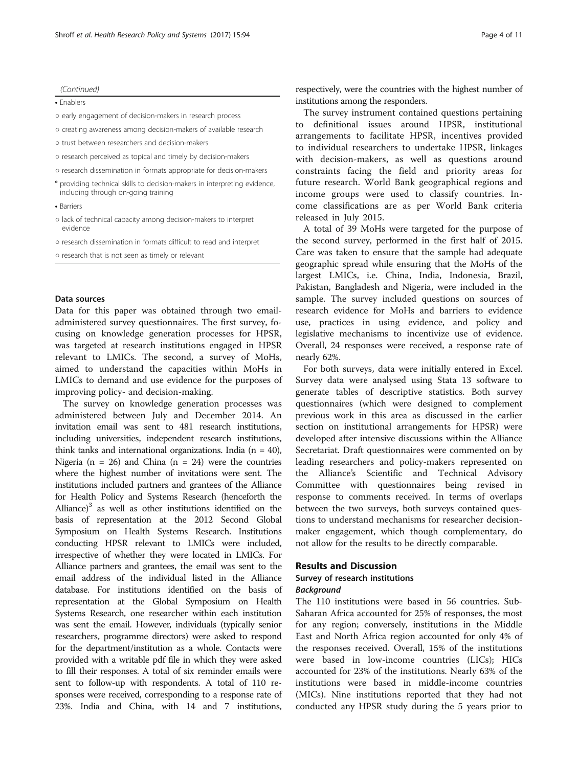*(Continued)*

- Enablers
  - early engagement of decision-makers in research process
  - creating awareness among decision-makers of available research
  - trust between researchers and decision-makers
  - research perceived as topical and timely by decision-makers
  - research dissemination in formats appropriate for decision-makers
  - providing technical skills to decision-makers in interpreting evidence, including through on-going training
- Barriers
  - lack of technical capacity among decision-makers to interpret evidence
  - research dissemination in formats difficult to read and interpret
  - research that is not seen as timely or relevant

#### Data sources

Data for this paper was obtained through two email-administered survey questionnaires. The first survey, focusing on knowledge generation processes for HPSR, was targeted at research institutions engaged in HPSR relevant to LMICs. The second, a survey of MoHs, aimed to understand the capacities within MoHs in LMICs to demand and use evidence for the purposes of improving policy- and decision-making.

The survey on knowledge generation processes was administered between July and December 2014. An invitation email was sent to 481 research institutions, including universities, independent research institutions, think tanks and international organizations. India (n = 40), Nigeria (n = 26) and China (n = 24) were the countries where the highest number of invitations were sent. The institutions included partners and grantees of the Alliance for Health Policy and Systems Research (henceforth the Alliance)[3] as well as other institutions identified on the basis of representation at the 2012 Second Global Symposium on Health Systems Research. Institutions conducting HPSR relevant to LMICs were included, irrespective of whether they were located in LMICs. For Alliance partners and grantees, the email was sent to the email address of the individual listed in the Alliance database. For institutions identified on the basis of representation at the Global Symposium on Health Systems Research, one researcher within each institution was sent the email. However, individuals (typically senior researchers, programme directors) were asked to respond for the department/institution as a whole. Contacts were provided with a writable pdf file in which they were asked to fill their responses. A total of six reminder emails were sent to follow-up with respondents. A total of 110 responses were received, corresponding to a response rate of 23%. India and China, with 14 and 7 institutions, respectively, were the countries with the highest number of institutions among the responders.

The survey instrument contained questions pertaining to definitional issues around HPSR, institutional arrangements to facilitate HPSR, incentives provided to individual researchers to undertake HPSR, linkages with decision-makers, as well as questions around constraints facing the field and priority areas for future research. World Bank geographical regions and income groups were used to classify countries. Income classifications are as per World Bank criteria released in July 2015.

A total of 39 MoHs were targeted for the purpose of the second survey, performed in the first half of 2015. Care was taken to ensure that the sample had adequate geographic spread while ensuring that the MoHs of the largest LMICs, i.e. China, India, Indonesia, Brazil, Pakistan, Bangladesh and Nigeria, were included in the sample. The survey included questions on sources of research evidence for MoHs and barriers to evidence use, practices in using evidence, and policy and legislative mechanisms to incentivize use of evidence. Overall, 24 responses were received, a response rate of nearly 62%.

For both surveys, data were initially entered in Excel. Survey data were analysed using Stata 13 software to generate tables of descriptive statistics. Both survey questionnaires (which were designed to complement previous work in this area as discussed in the earlier section on institutional arrangements for HPSR) were developed after intensive discussions within the Alliance Secretariat. Draft questionnaires were commented on by leading researchers and policy-makers represented on the Alliance's Scientific and Technical Advisory Committee with questionnaires being revised in response to comments received. In terms of overlaps between the two surveys, both surveys contained questions to understand mechanisms for researcher decision-maker engagement, which though complementary, do not allow for the results to be directly comparable.

## Results and Discussion

### Survey of research institutions

#### *Background*

The 110 institutions were based in 56 countries. Sub-Saharan Africa accounted for 25% of responses, the most for any region; conversely, institutions in the Middle East and North Africa region accounted for only 4% of the responses received. Overall, 15% of the institutions were based in low-income countries (LICs); HICs accounted for 23% of the institutions. Nearly 63% of the institutions were based in middle-income countries (MICs). Nine institutions reported that they had not conducted any HPSR study during the 5 years prior to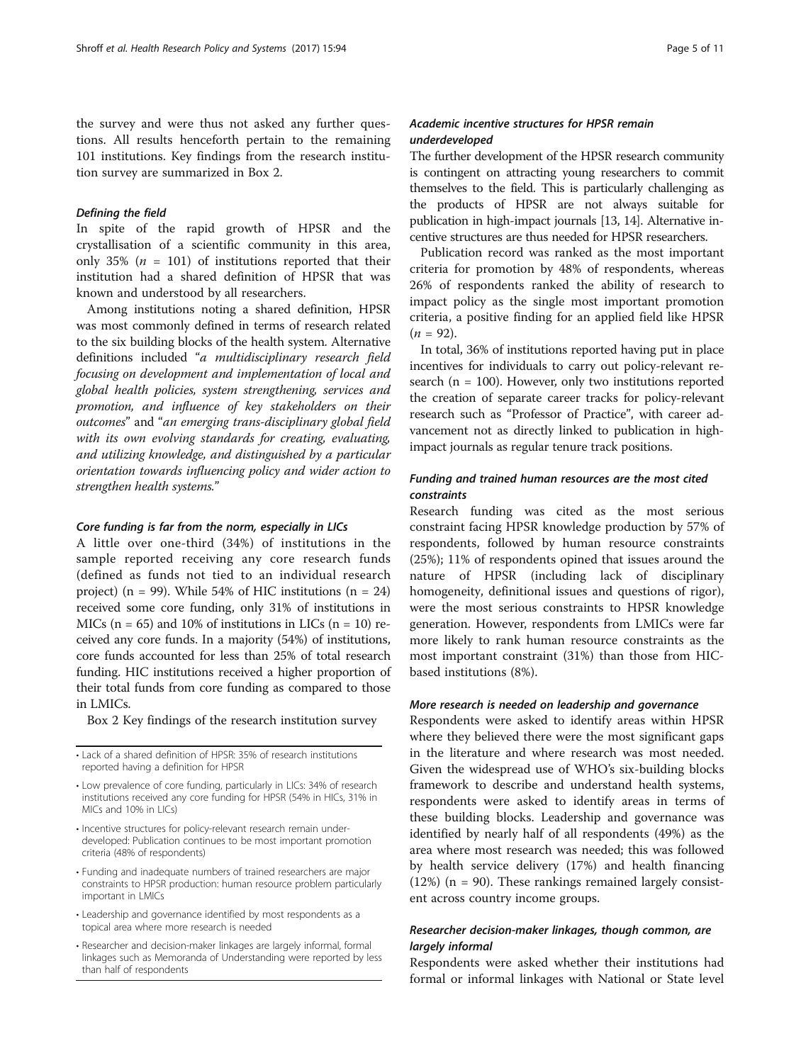the survey and were thus not asked any further questions. All results henceforth pertain to the remaining 101 institutions. Key findings from the research institution survey are summarized in Box 2.

#### *Defining the field*

In spite of the rapid growth of HPSR and the crystallisation of a scientific community in this area, only 35% ($n$ = 101) of institutions reported that their institution had a shared definition of HPSR that was known and understood by all researchers.

Among institutions noting a shared definition, HPSR was most commonly defined in terms of research related to the six building blocks of the health system. Alternative definitions included "*a multidisciplinary research field focusing on development and implementation of local and global health policies, system strengthening, services and promotion, and influence of key stakeholders on their outcomes*" and "*an emerging trans-disciplinary global field with its own evolving standards for creating, evaluating, and utilizing knowledge, and distinguished by a particular orientation towards influencing policy and wider action to strengthen health systems.*"

#### *Core funding is far from the norm, especially in LICs*

A little over one-third (34%) of institutions in the sample reported receiving any core research funds (defined as funds not tied to an individual research project) (n = 99). While 54% of HIC institutions (n = 24) received some core funding, only 31% of institutions in MICs (n = 65) and 10% of institutions in LICs (n = 10) received any core funds. In a majority (54%) of institutions, core funds accounted for less than 25% of total research funding. HIC institutions received a higher proportion of their total funds from core funding as compared to those in LMICs.

Box 2 Key findings of the research institution survey

- Lack of a shared definition of HPSR: 35% of research institutions reported having a definition for HPSR
- Low prevalence of core funding, particularly in LICs: 34% of research institutions received any core funding for HPSR (54% in HICs, 31% in MICs and 10% in LICs)
- Incentive structures for policy-relevant research remain under-developed: Publication continues to be most important promotion criteria (48% of respondents)
- Funding and inadequate numbers of trained researchers are major constraints to HPSR production: human resource problem particularly important in LMICs
- Leadership and governance identified by most respondents as a topical area where more research is needed
- Researcher and decision-maker linkages are largely informal, formal linkages such as Memoranda of Understanding were reported by less than half of respondents

#### *Academic incentive structures for HPSR remain underdeveloped*

The further development of the HPSR research community is contingent on attracting young researchers to commit themselves to the field. This is particularly challenging as the products of HPSR are not always suitable for publication in high-impact journals [13, 14]. Alternative incentive structures are thus needed for HPSR researchers.

Publication record was ranked as the most important criteria for promotion by 48% of respondents, whereas 26% of respondents ranked the ability of research to impact policy as the single most important promotion criteria, a positive finding for an applied field like HPSR ($n$ = 92).

In total, 36% of institutions reported having put in place incentives for individuals to carry out policy-relevant research (n = 100). However, only two institutions reported the creation of separate career tracks for policy-relevant research such as "Professor of Practice", with career advancement not as directly linked to publication in high-impact journals as regular tenure track positions.

#### *Funding and trained human resources are the most cited constraints*

Research funding was cited as the most serious constraint facing HPSR knowledge production by 57% of respondents, followed by human resource constraints (25%); 11% of respondents opined that issues around the nature of HPSR (including lack of disciplinary homogeneity, definitional issues and questions of rigor), were the most serious constraints to HPSR knowledge generation. However, respondents from LMICs were far more likely to rank human resource constraints as the most important constraint (31%) than those from HIC-based institutions (8%).

#### *More research is needed on leadership and governance*

Respondents were asked to identify areas within HPSR where they believed there were the most significant gaps in the literature and where research was most needed. Given the widespread use of WHO's six-building blocks framework to describe and understand health systems, respondents were asked to identify areas in terms of these building blocks. Leadership and governance was identified by nearly half of all respondents (49%) as the area where most research was needed; this was followed by health service delivery (17%) and health financing (12%) (n = 90). These rankings remained largely consistent across country income groups.

#### *Researcher decision-maker linkages, though common, are largely informal*

Respondents were asked whether their institutions had formal or informal linkages with National or State level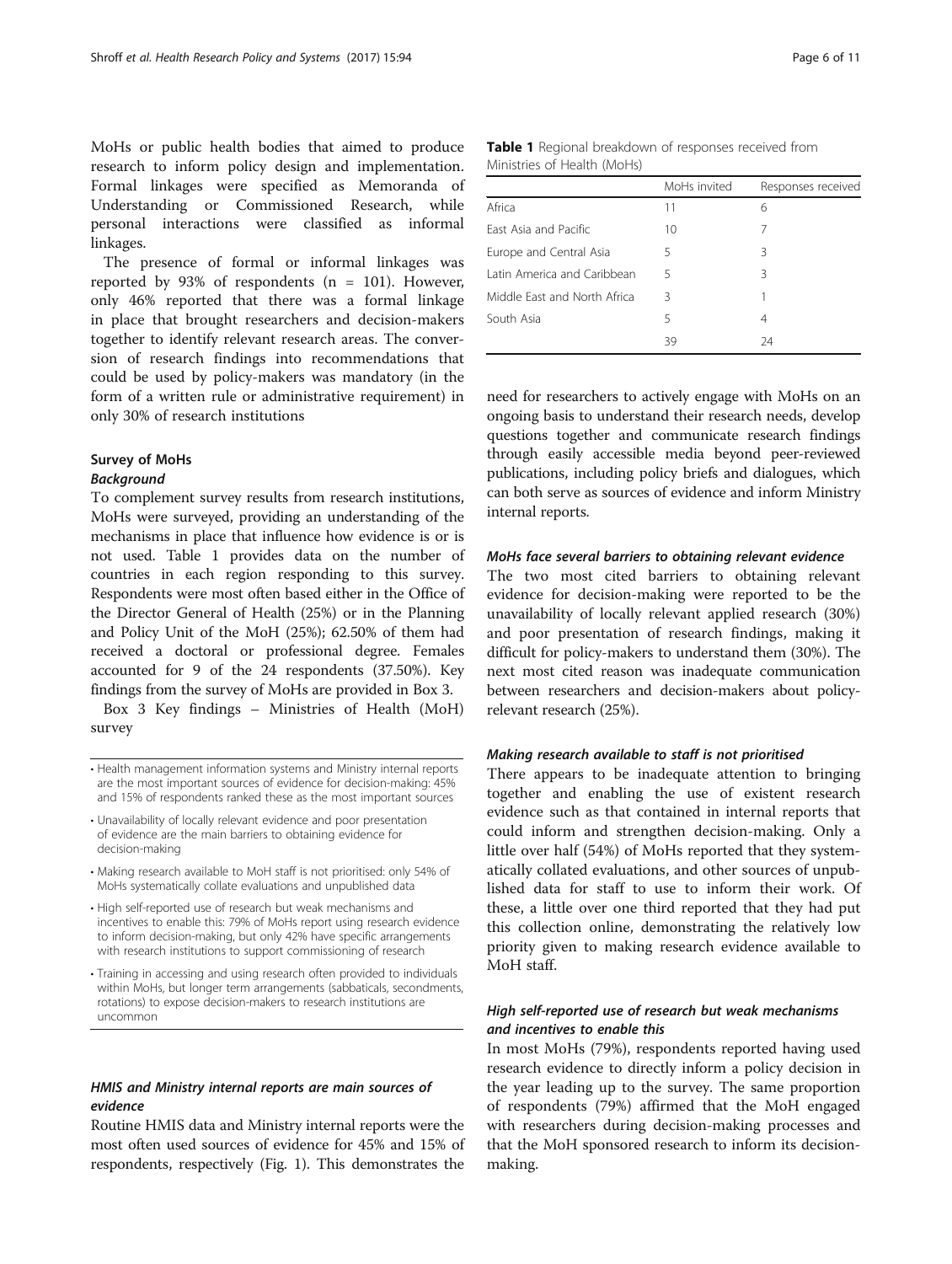MoHs or public health bodies that aimed to produce research to inform policy design and implementation. Formal linkages were specified as Memoranda of Understanding or Commissioned Research, while personal interactions were classified as informal linkages.

The presence of formal or informal linkages was reported by 93% of respondents (n = 101). However, only 46% reported that there was a formal linkage in place that brought researchers and decision-makers together to identify relevant research areas. The conversion of research findings into recommendations that could be used by policy-makers was mandatory (in the form of a written rule or administrative requirement) in only 30% of research institutions

### Survey of MoHs

#### *Background*

To complement survey results from research institutions, MoHs were surveyed, providing an understanding of the mechanisms in place that influence how evidence is or is not used. Table 1 provides data on the number of countries in each region responding to this survey. Respondents were most often based either in the Office of the Director General of Health (25%) or in the Planning and Policy Unit of the MoH (25%); 62.50% of them had received a doctoral or professional degree. Females accounted for 9 of the 24 respondents (37.50%). Key findings from the survey of MoHs are provided in Box 3.

Box 3 Key findings – Ministries of Health (MoH) survey

- Health management information systems and Ministry internal reports are the most important sources of evidence for decision-making: 45% and 15% of respondents ranked these as the most important sources
- Unavailability of locally relevant evidence and poor presentation of evidence are the main barriers to obtaining evidence for decision-making
- Making research available to MoH staff is not prioritised: only 54% of MoHs systematically collate evaluations and unpublished data
- High self-reported use of research but weak mechanisms and incentives to enable this: 79% of MoHs report using research evidence to inform decision-making, but only 42% have specific arrangements with research institutions to support commissioning of research
- Training in accessing and using research often provided to individuals within MoHs, but longer term arrangements (sabbaticals, secondments, rotations) to expose decision-makers to research institutions are uncommon

#### *HMIS and Ministry internal reports are main sources of evidence*

Routine HMIS data and Ministry internal reports were the most often used sources of evidence for 45% and 15% of respondents, respectively (Fig. 1). This demonstrates the need for researchers to actively engage with MoHs on an ongoing basis to understand their research needs, develop questions together and communicate research findings through easily accessible media beyond peer-reviewed publications, including policy briefs and dialogues, which can both serve as sources of evidence and inform Ministry internal reports.

**Table 1** Regional breakdown of responses received from Ministries of Health (MoHs)

| | MoHs invited | Responses received |
|---|---|---|
| Africa | 11 | 6 |
| East Asia and Pacific | 10 | 7 |
| Europe and Central Asia | 5 | 3 |
| Latin America and Caribbean | 5 | 3 |
| Middle East and North Africa | 3 | 1 |
| South Asia | 5 | 4 |
| | 39 | 24 |

#### *MoHs face several barriers to obtaining relevant evidence*

The two most cited barriers to obtaining relevant evidence for decision-making were reported to be the unavailability of locally relevant applied research (30%) and poor presentation of research findings, making it difficult for policy-makers to understand them (30%). The next most cited reason was inadequate communication between researchers and decision-makers about policy-relevant research (25%).

#### *Making research available to staff is not prioritised*

There appears to be inadequate attention to bringing together and enabling the use of existent research evidence such as that contained in internal reports that could inform and strengthen decision-making. Only a little over half (54%) of MoHs reported that they systematically collated evaluations, and other sources of unpublished data for staff to use to inform their work. Of these, a little over one third reported that they had put this collection online, demonstrating the relatively low priority given to making research evidence available to MoH staff.

#### *High self-reported use of research but weak mechanisms and incentives to enable this*

In most MoHs (79%), respondents reported having used research evidence to directly inform a policy decision in the year leading up to the survey. The same proportion of respondents (79%) affirmed that the MoH engaged with researchers during decision-making processes and that the MoH sponsored research to inform its decision-making.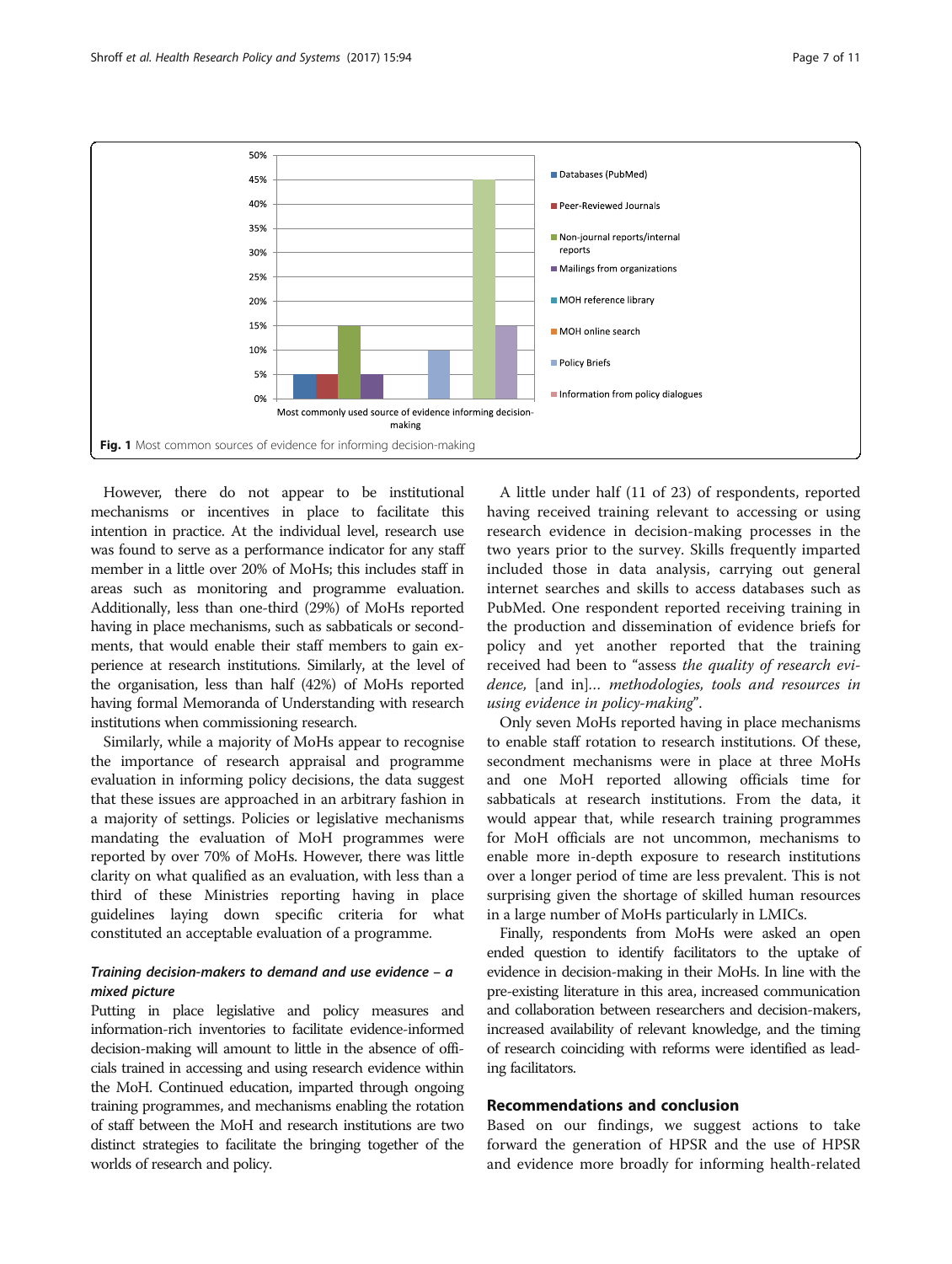50%
45%
40%
35%
30%
25%
20%
15%
10%
5%
0%

Most commonly used source of evidence informing decision-making

Databases (PubMed)
Peer-Reviewed Journals
Non-journal reports/internal reports
Mailings from organizations
MOH reference library
MOH online search
Policy Briefs
Information from policy dialogues

**Fig. 1** Most common sources of evidence for informing decision-making

However, there do not appear to be institutional mechanisms or incentives in place to facilitate this intention in practice. At the individual level, research use was found to serve as a performance indicator for any staff member in a little over 20% of MoHs; this includes staff in areas such as monitoring and programme evaluation. Additionally, less than one-third (29%) of MoHs reported having in place mechanisms, such as sabbaticals or secondments, that would enable their staff members to gain experience at research institutions. Similarly, at the level of the organisation, less than half (42%) of MoHs reported having formal Memoranda of Understanding with research institutions when commissioning research.

Similarly, while a majority of MoHs appear to recognise the importance of research appraisal and programme evaluation in informing policy decisions, the data suggest that these issues are approached in an arbitrary fashion in a majority of settings. Policies or legislative mechanisms mandating the evaluation of MoH programmes were reported by over 70% of MoHs. However, there was little clarity on what qualified as an evaluation, with less than a third of these Ministries reporting having in place guidelines laying down specific criteria for what constituted an acceptable evaluation of a programme.

### *Training decision-makers to demand and use evidence – a mixed picture*

Putting in place legislative and policy measures and information-rich inventories to facilitate evidence-informed decision-making will amount to little in the absence of officials trained in accessing and using research evidence within the MoH. Continued education, imparted through ongoing training programmes, and mechanisms enabling the rotation of staff between the MoH and research institutions are two distinct strategies to facilitate the bringing together of the worlds of research and policy.

A little under half (11 of 23) of respondents, reported having received training relevant to accessing or using research evidence in decision-making processes in the two years prior to the survey. Skills frequently imparted included those in data analysis, carrying out general internet searches and skills to access databases such as PubMed. One respondent reported receiving training in the production and dissemination of evidence briefs for policy and yet another reported that the training received had been to "assess *the quality of research evidence,* [and in]*... methodologies, tools and resources in using evidence in policy-making*".

Only seven MoHs reported having in place mechanisms to enable staff rotation to research institutions. Of these, secondment mechanisms were in place at three MoHs and one MoH reported allowing officials time for sabbaticals at research institutions. From the data, it would appear that, while research training programmes for MoH officials are not uncommon, mechanisms to enable more in-depth exposure to research institutions over a longer period of time are less prevalent. This is not surprising given the shortage of skilled human resources in a large number of MoHs particularly in LMICs.

Finally, respondents from MoHs were asked an open ended question to identify facilitators to the uptake of evidence in decision-making in their MoHs. In line with the pre-existing literature in this area, increased communication and collaboration between researchers and decision-makers, increased availability of relevant knowledge, and the timing of research coinciding with reforms were identified as leading facilitators.

## Recommendations and conclusion

Based on our findings, we suggest actions to take forward the generation of HPSR and the use of HPSR and evidence more broadly for informing health-related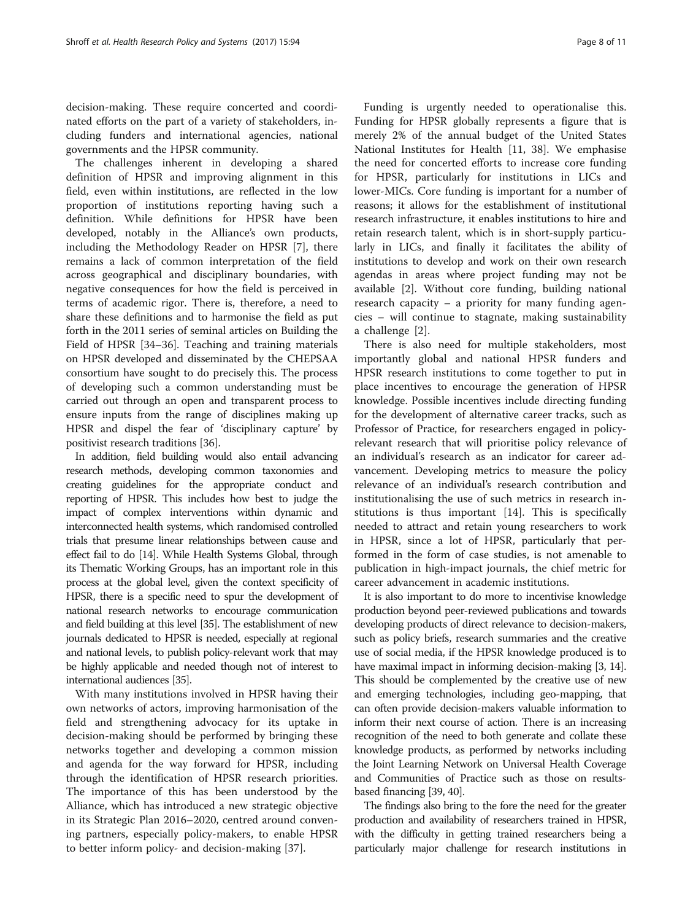decision-making. These require concerted and coordinated efforts on the part of a variety of stakeholders, including funders and international agencies, national governments and the HPSR community.

The challenges inherent in developing a shared definition of HPSR and improving alignment in this field, even within institutions, are reflected in the low proportion of institutions reporting having such a definition. While definitions for HPSR have been developed, notably in the Alliance's own products, including the Methodology Reader on HPSR [7], there remains a lack of common interpretation of the field across geographical and disciplinary boundaries, with negative consequences for how the field is perceived in terms of academic rigor. There is, therefore, a need to share these definitions and to harmonise the field as put forth in the 2011 series of seminal articles on Building the Field of HPSR [34–36]. Teaching and training materials on HPSR developed and disseminated by the CHEPSAA consortium have sought to do precisely this. The process of developing such a common understanding must be carried out through an open and transparent process to ensure inputs from the range of disciplines making up HPSR and dispel the fear of 'disciplinary capture' by positivist research traditions [36].

In addition, field building would also entail advancing research methods, developing common taxonomies and creating guidelines for the appropriate conduct and reporting of HPSR. This includes how best to judge the impact of complex interventions within dynamic and interconnected health systems, which randomised controlled trials that presume linear relationships between cause and effect fail to do [14]. While Health Systems Global, through its Thematic Working Groups, has an important role in this process at the global level, given the context specificity of HPSR, there is a specific need to spur the development of national research networks to encourage communication and field building at this level [35]. The establishment of new journals dedicated to HPSR is needed, especially at regional and national levels, to publish policy-relevant work that may be highly applicable and needed though not of interest to international audiences [35].

With many institutions involved in HPSR having their own networks of actors, improving harmonisation of the field and strengthening advocacy for its uptake in decision-making should be performed by bringing these networks together and developing a common mission and agenda for the way forward for HPSR, including through the identification of HPSR research priorities. The importance of this has been understood by the Alliance, which has introduced a new strategic objective in its Strategic Plan 2016–2020, centred around convening partners, especially policy-makers, to enable HPSR to better inform policy- and decision-making [37].

Funding is urgently needed to operationalise this. Funding for HPSR globally represents a figure that is merely 2% of the annual budget of the United States National Institutes for Health [11, 38]. We emphasise the need for concerted efforts to increase core funding for HPSR, particularly for institutions in LICs and lower-MICs. Core funding is important for a number of reasons; it allows for the establishment of institutional research infrastructure, it enables institutions to hire and retain research talent, which is in short-supply particularly in LICs, and finally it facilitates the ability of institutions to develop and work on their own research agendas in areas where project funding may not be available [2]. Without core funding, building national research capacity – a priority for many funding agencies – will continue to stagnate, making sustainability a challenge [2].

There is also need for multiple stakeholders, most importantly global and national HPSR funders and HPSR research institutions to come together to put in place incentives to encourage the generation of HPSR knowledge. Possible incentives include directing funding for the development of alternative career tracks, such as Professor of Practice, for researchers engaged in policy-relevant research that will prioritise policy relevance of an individual's research as an indicator for career advancement. Developing metrics to measure the policy relevance of an individual's research contribution and institutionalising the use of such metrics in research institutions is thus important [14]. This is specifically needed to attract and retain young researchers to work in HPSR, since a lot of HPSR, particularly that performed in the form of case studies, is not amenable to publication in high-impact journals, the chief metric for career advancement in academic institutions.

It is also important to do more to incentivise knowledge production beyond peer-reviewed publications and towards developing products of direct relevance to decision-makers, such as policy briefs, research summaries and the creative use of social media, if the HPSR knowledge produced is to have maximal impact in informing decision-making [3, 14]. This should be complemented by the creative use of new and emerging technologies, including geo-mapping, that can often provide decision-makers valuable information to inform their next course of action. There is an increasing recognition of the need to both generate and collate these knowledge products, as performed by networks including the Joint Learning Network on Universal Health Coverage and Communities of Practice such as those on results-based financing [39, 40].

The findings also bring to the fore the need for the greater production and availability of researchers trained in HPSR, with the difficulty in getting trained researchers being a particularly major challenge for research institutions in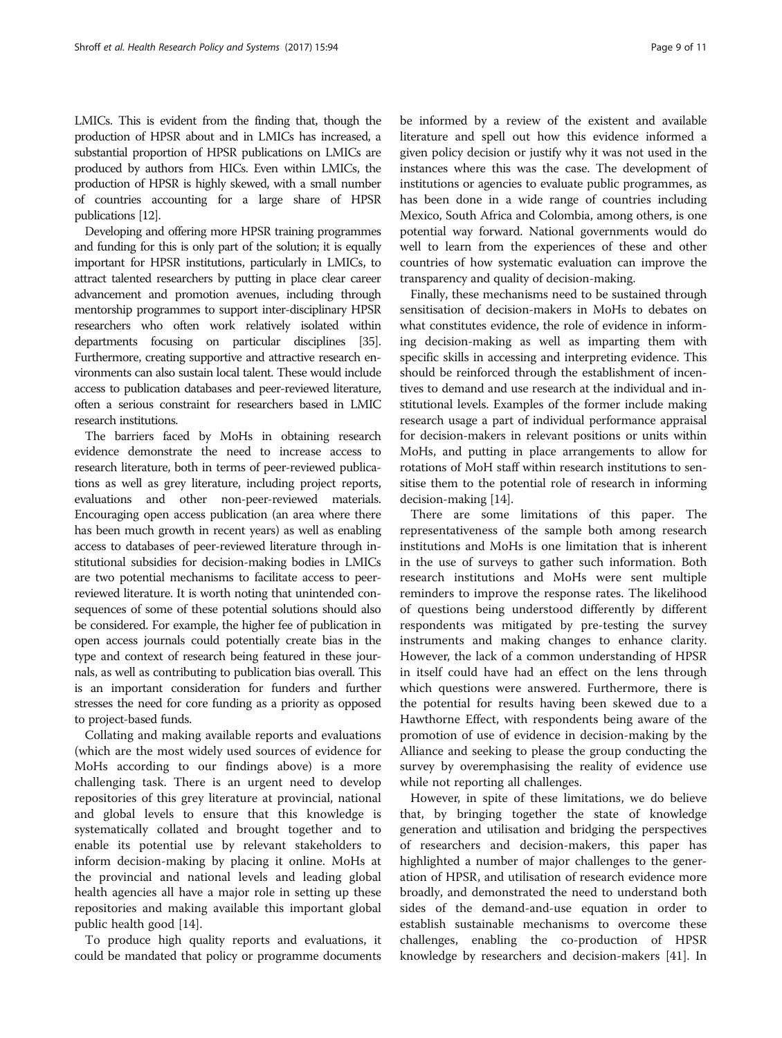LMICs. This is evident from the finding that, though the production of HPSR about and in LMICs has increased, a substantial proportion of HPSR publications on LMICs are produced by authors from HICs. Even within LMICs, the production of HPSR is highly skewed, with a small number of countries accounting for a large share of HPSR publications [12].

Developing and offering more HPSR training programmes and funding for this is only part of the solution; it is equally important for HPSR institutions, particularly in LMICs, to attract talented researchers by putting in place clear career advancement and promotion avenues, including through mentorship programmes to support inter-disciplinary HPSR researchers who often work relatively isolated within departments focusing on particular disciplines [35]. Furthermore, creating supportive and attractive research environments can also sustain local talent. These would include access to publication databases and peer-reviewed literature, often a serious constraint for researchers based in LMIC research institutions.

The barriers faced by MoHs in obtaining research evidence demonstrate the need to increase access to research literature, both in terms of peer-reviewed publications as well as grey literature, including project reports, evaluations and other non-peer-reviewed materials. Encouraging open access publication (an area where there has been much growth in recent years) as well as enabling access to databases of peer-reviewed literature through institutional subsidies for decision-making bodies in LMICs are two potential mechanisms to facilitate access to peer-reviewed literature. It is worth noting that unintended consequences of some of these potential solutions should also be considered. For example, the higher fee of publication in open access journals could potentially create bias in the type and context of research being featured in these journals, as well as contributing to publication bias overall. This is an important consideration for funders and further stresses the need for core funding as a priority as opposed to project-based funds.

Collating and making available reports and evaluations (which are the most widely used sources of evidence for MoHs according to our findings above) is a more challenging task. There is an urgent need to develop repositories of this grey literature at provincial, national and global levels to ensure that this knowledge is systematically collated and brought together and to enable its potential use by relevant stakeholders to inform decision-making by placing it online. MoHs at the provincial and national levels and leading global health agencies all have a major role in setting up these repositories and making available this important global public health good [14].

To produce high quality reports and evaluations, it could be mandated that policy or programme documents be informed by a review of the existent and available literature and spell out how this evidence informed a given policy decision or justify why it was not used in the instances where this was the case. The development of institutions or agencies to evaluate public programmes, as has been done in a wide range of countries including Mexico, South Africa and Colombia, among others, is one potential way forward. National governments would do well to learn from the experiences of these and other countries of how systematic evaluation can improve the transparency and quality of decision-making.

Finally, these mechanisms need to be sustained through sensitisation of decision-makers in MoHs to debates on what constitutes evidence, the role of evidence in informing decision-making as well as imparting them with specific skills in accessing and interpreting evidence. This should be reinforced through the establishment of incentives to demand and use research at the individual and institutional levels. Examples of the former include making research usage a part of individual performance appraisal for decision-makers in relevant positions or units within MoHs, and putting in place arrangements to allow for rotations of MoH staff within research institutions to sensitise them to the potential role of research in informing decision-making [14].

There are some limitations of this paper. The representativeness of the sample both among research institutions and MoHs is one limitation that is inherent in the use of surveys to gather such information. Both research institutions and MoHs were sent multiple reminders to improve the response rates. The likelihood of questions being understood differently by different respondents was mitigated by pre-testing the survey instruments and making changes to enhance clarity. However, the lack of a common understanding of HPSR in itself could have had an effect on the lens through which questions were answered. Furthermore, there is the potential for results having been skewed due to a Hawthorne Effect, with respondents being aware of the promotion of use of evidence in decision-making by the Alliance and seeking to please the group conducting the survey by overemphasising the reality of evidence use while not reporting all challenges.

However, in spite of these limitations, we do believe that, by bringing together the state of knowledge generation and utilisation and bridging the perspectives of researchers and decision-makers, this paper has highlighted a number of major challenges to the generation of HPSR, and utilisation of research evidence more broadly, and demonstrated the need to understand both sides of the demand-and-use equation in order to establish sustainable mechanisms to overcome these challenges, enabling the co-production of HPSR knowledge by researchers and decision-makers [41]. In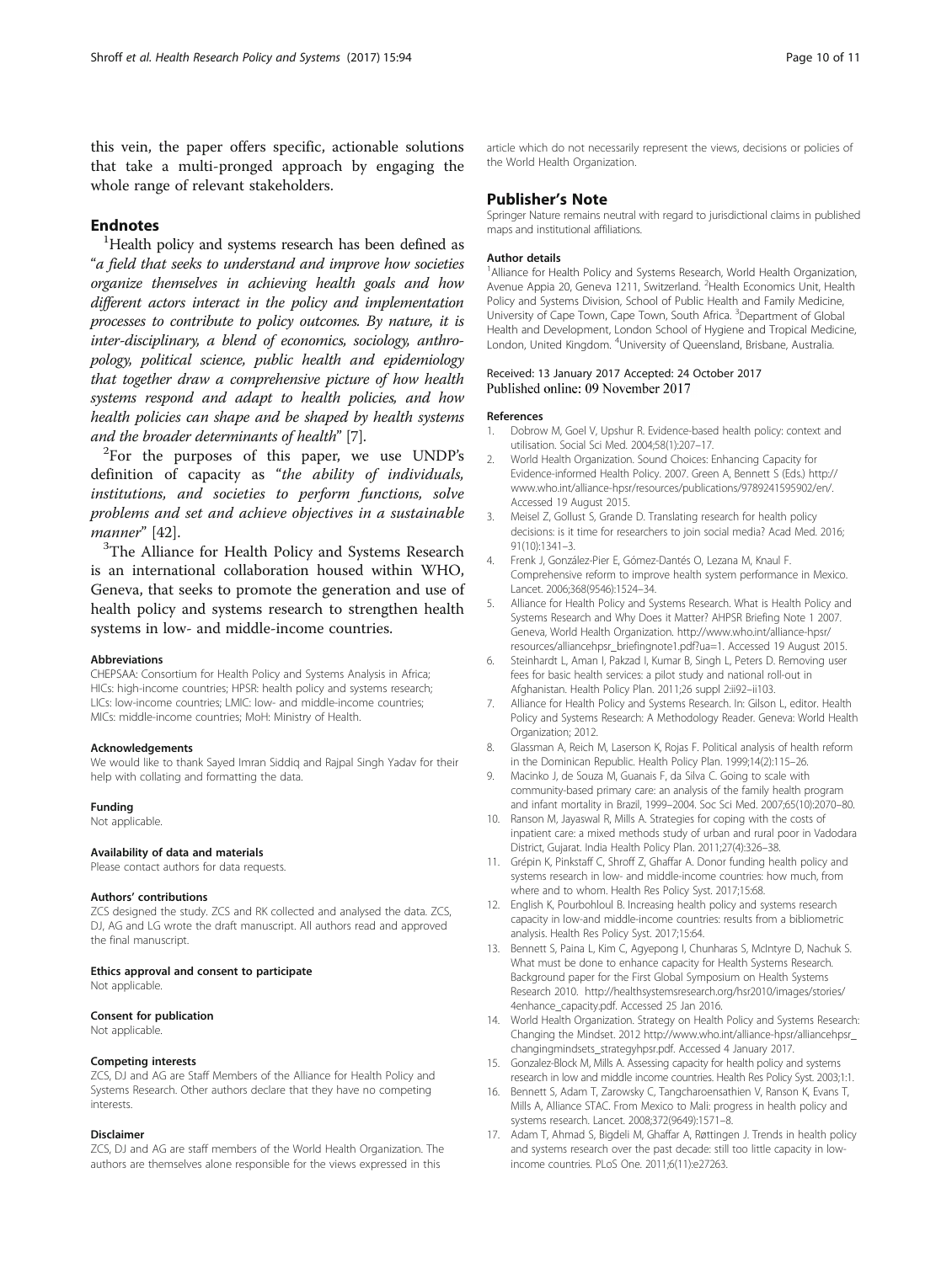this vein, the paper offers specific, actionable solutions that take a multi-pronged approach by engaging the whole range of relevant stakeholders.

## Endnotes

[1]Health policy and systems research has been defined as "*a field that seeks to understand and improve how societies organize themselves in achieving health goals and how different actors interact in the policy and implementation processes to contribute to policy outcomes. By nature, it is inter-disciplinary, a blend of economics, sociology, anthropology, political science, public health and epidemiology that together draw a comprehensive picture of how health systems respond and adapt to health policies, and how health policies can shape and be shaped by health systems and the broader determinants of health*" [7].

[2]For the purposes of this paper, we use UNDP's definition of capacity as "*the ability of individuals, institutions, and societies to perform functions, solve problems and set and achieve objectives in a sustainable manner*" [42].

[3]The Alliance for Health Policy and Systems Research is an international collaboration housed within WHO, Geneva, that seeks to promote the generation and use of health policy and systems research to strengthen health systems in low- and middle-income countries.

#### Abbreviations

CHEPSAA: Consortium for Health Policy and Systems Analysis in Africa; HICs: high-income countries; HPSR: health policy and systems research; LICs: low-income countries; LMIC: low- and middle-income countries; MICs: middle-income countries; MoH: Ministry of Health.

#### Acknowledgements

We would like to thank Sayed Imran Siddiq and Rajpal Singh Yadav for their help with collating and formatting the data.

#### Funding

Not applicable.

#### Availability of data and materials

Please contact authors for data requests.

#### Authors' contributions

ZCS designed the study. ZCS and RK collected and analysed the data. ZCS, DJ, AG and LG wrote the draft manuscript. All authors read and approved the final manuscript.

#### Ethics approval and consent to participate

Not applicable.

#### Consent for publication

Not applicable.

#### Competing interests

ZCS, DJ and AG are Staff Members of the Alliance for Health Policy and Systems Research. Other authors declare that they have no competing interests.

#### Disclaimer

ZCS, DJ and AG are staff members of the World Health Organization. The authors are themselves alone responsible for the views expressed in this article which do not necessarily represent the views, decisions or policies of the World Health Organization.

## Publisher's Note

Springer Nature remains neutral with regard to jurisdictional claims in published maps and institutional affiliations.

#### Author details

[1]Alliance for Health Policy and Systems Research, World Health Organization, Avenue Appia 20, Geneva 1211, Switzerland. [2]Health Economics Unit, Health Policy and Systems Division, School of Public Health and Family Medicine, University of Cape Town, Cape Town, South Africa. [3]Department of Global Health and Development, London School of Hygiene and Tropical Medicine, London, United Kingdom. [4]University of Queensland, Brisbane, Australia.

Received: 13 January 2017 Accepted: 24 October 2017
Published online: 09 November 2017

#### References

1. Dobrow M, Goel V, Upshur R. Evidence-based health policy: context and utilisation. Social Sci Med. 2004;58(1):207–17.
2. World Health Organization. Sound Choices: Enhancing Capacity for Evidence-informed Health Policy. 2007. Green A, Bennett S (Eds.) http://www.who.int/alliance-hpsr/resources/publications/9789241595902/en/. Accessed 19 August 2015.
3. Meisel Z, Gollust S, Grande D. Translating research for health policy decisions: is it time for researchers to join social media? Acad Med. 2016; 91(10):1341–3.
4. Frenk J, González-Pier E, Gómez-Dantés O, Lezana M, Knaul F. Comprehensive reform to improve health system performance in Mexico. Lancet. 2006;368(9546):1524–34.
5. Alliance for Health Policy and Systems Research. What is Health Policy and Systems Research and Why Does it Matter? AHPSR Briefing Note 1 2007. Geneva, World Health Organization. http://www.who.int/alliance-hpsr/resources/alliancehpsr_briefingnote1.pdf?ua=1. Accessed 19 August 2015.
6. Steinhardt L, Aman I, Pakzad I, Kumar B, Singh L, Peters D. Removing user fees for basic health services: a pilot study and national roll-out in Afghanistan. Health Policy Plan. 2011;26 suppl 2:ii92–ii103.
7. Alliance for Health Policy and Systems Research. In: Gilson L, editor. Health Policy and Systems Research: A Methodology Reader. Geneva: World Health Organization; 2012.
8. Glassman A, Reich M, Laserson K, Rojas F. Political analysis of health reform in the Dominican Republic. Health Policy Plan. 1999;14(2):115–26.
9. Macinko J, de Souza M, Guanais F, da Silva C. Going to scale with community-based primary care: an analysis of the family health program and infant mortality in Brazil, 1999–2004. Soc Sci Med. 2007;65(10):2070–80.
10. Ranson M, Jayaswal R, Mills A. Strategies for coping with the costs of inpatient care: a mixed methods study of urban and rural poor in Vadodara District, Gujarat. India Health Policy Plan. 2011;27(4):326–38.
11. Grépin K, Pinkstaff C, Shroff Z, Ghaffar A. Donor funding health policy and systems research in low- and middle-income countries: how much, from where and to whom. Health Res Policy Syst. 2017;15:68.
12. English K, Pourbohloul B. Increasing health policy and systems research capacity in low-and middle-income countries: results from a bibliometric analysis. Health Res Policy Syst. 2017;15:64.
13. Bennett S, Paina L, Kim C, Agyepong I, Chunharas S, McIntyre D, Nachuk S. What must be done to enhance capacity for Health Systems Research. Background paper for the First Global Symposium on Health Systems Research 2010. http://healthsystemsresearch.org/hsr2010/images/stories/4enhance_capacity.pdf. Accessed 25 Jan 2016.
14. World Health Organization. Strategy on Health Policy and Systems Research: Changing the Mindset. 2012 http://www.who.int/alliance-hpsr/alliancehpsr_changingmindsets_strategyhpsr.pdf. Accessed 4 January 2017.
15. Gonzalez-Block M, Mills A. Assessing capacity for health policy and systems research in low and middle income countries. Health Res Policy Syst. 2003;1:1.
16. Bennett S, Adam T, Zarowsky C, Tangcharoensathien V, Ranson K, Evans T, Mills A, Alliance STAC. From Mexico to Mali: progress in health policy and systems research. Lancet. 2008;372(9649):1571–8.
17. Adam T, Ahmad S, Bigdeli M, Ghaffar A, Røttingen J. Trends in health policy and systems research over the past decade: still too little capacity in low-income countries. PLoS One. 2011;6(11):e27263.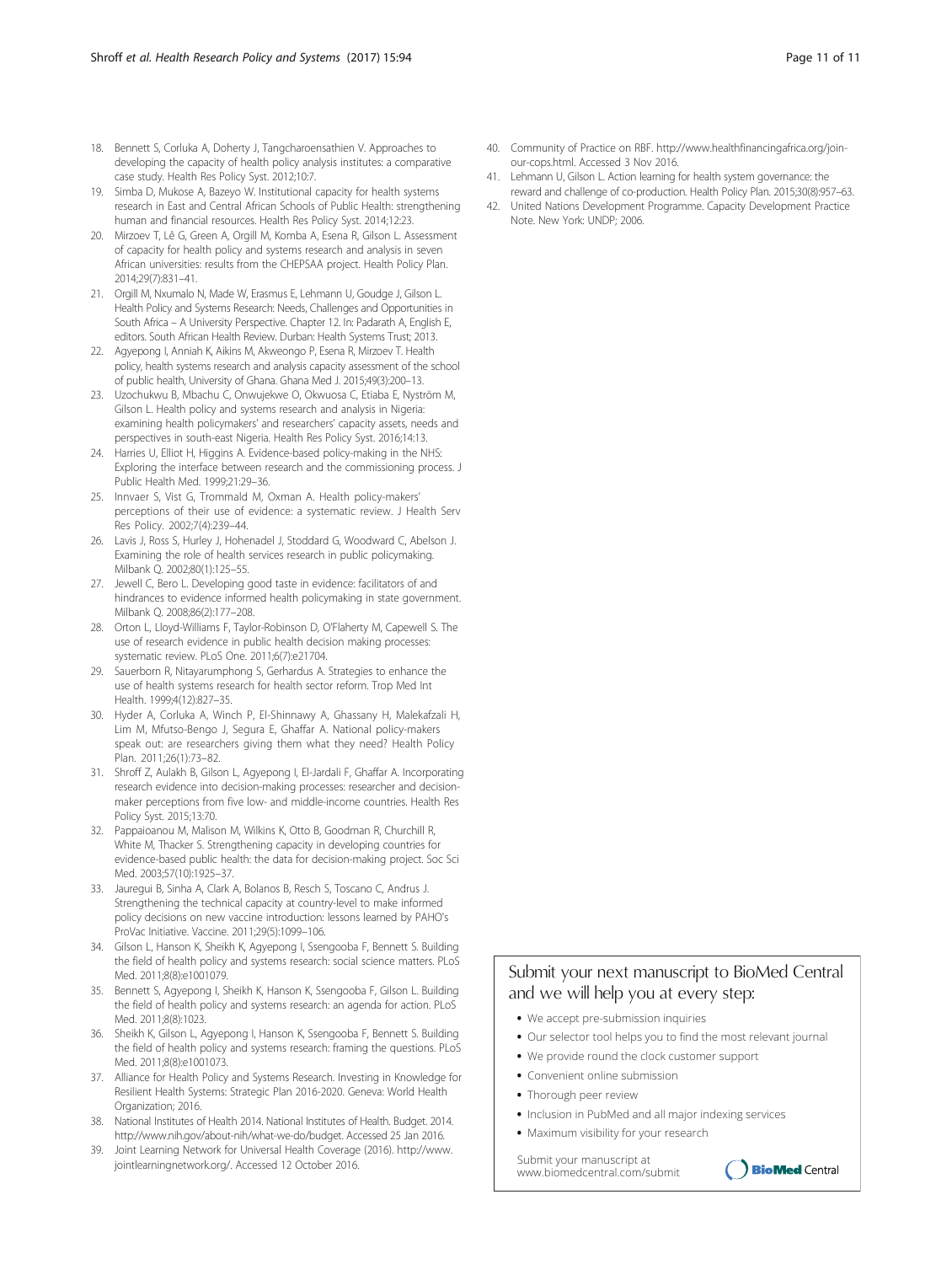18. Bennett S, Corluka A, Doherty J, Tangcharoensathien V. Approaches to developing the capacity of health policy analysis institutes: a comparative case study. Health Res Policy Syst. 2012;10:7.
19. Simba D, Mukose A, Bazeyo W. Institutional capacity for health systems research in East and Central African Schools of Public Health: strengthening human and financial resources. Health Res Policy Syst. 2014;12:23.
20. Mirzoev T, Lê G, Green A, Orgill M, Komba A, Esena R, Gilson L. Assessment of capacity for health policy and systems research and analysis in seven African universities: results from the CHEPSAA project. Health Policy Plan. 2014;29(7):831–41.
21. Orgill M, Nxumalo N, Made W, Erasmus E, Lehmann U, Goudge J, Gilson L. Health Policy and Systems Research: Needs, Challenges and Opportunities in South Africa – A University Perspective. Chapter 12. In: Padarath A, English E, editors. South African Health Review. Durban: Health Systems Trust; 2013.
22. Agyepong I, Anniah K, Aikins M, Akweongo P, Esena R, Mirzoev T. Health policy, health systems research and analysis capacity assessment of the school of public health, University of Ghana. Ghana Med J. 2015;49(3):200–13.
23. Uzochukwu B, Mbachu C, Onwujekwe O, Okwuosa C, Etiaba E, Nyström M, Gilson L. Health policy and systems research and analysis in Nigeria: examining health policymakers' and researchers' capacity assets, needs and perspectives in south-east Nigeria. Health Res Policy Syst. 2016;14:13.
24. Harries U, Elliot H, Higgins A. Evidence-based policy-making in the NHS: Exploring the interface between research and the commissioning process. J Public Health Med. 1999;21:29–36.
25. Innvaer S, Vist G, Trommald M, Oxman A. Health policy-makers' perceptions of their use of evidence: a systematic review. J Health Serv Res Policy. 2002;7(4):239–44.
26. Lavis J, Ross S, Hurley J, Hohenadel J, Stoddard G, Woodward C, Abelson J. Examining the role of health services research in public policymaking. Milbank Q. 2002;80(1):125–55.
27. Jewell C, Bero L. Developing good taste in evidence: facilitators of and hindrances to evidence informed health policymaking in state government. Milbank Q. 2008;86(2):177–208.
28. Orton L, Lloyd-Williams F, Taylor-Robinson D, O'Flaherty M, Capewell S. The use of research evidence in public health decision making processes: systematic review. PLoS One. 2011;6(7):e21704.
29. Sauerborn R, Nitayarumphong S, Gerhardus A. Strategies to enhance the use of health systems research for health sector reform. Trop Med Int Health. 1999;4(12):827–35.
30. Hyder A, Corluka A, Winch P, El-Shinnawy A, Ghassany H, Malekafzali H, Lim M, Mfutso-Bengo J, Segura E, Ghaffar A. National policy-makers speak out: are researchers giving them what they need? Health Policy Plan. 2011;26(1):73–82.
31. Shroff Z, Aulakh B, Gilson L, Agyepong I, El-Jardali F, Ghaffar A. Incorporating research evidence into decision-making processes: researcher and decision-maker perceptions from five low- and middle-income countries. Health Res Policy Syst. 2015;13:70.
32. Pappaioanou M, Malison M, Wilkins K, Otto B, Goodman R, Churchill R, White M, Thacker S. Strengthening capacity in developing countries for evidence-based public health: the data for decision-making project. Soc Sci Med. 2003;57(10):1925–37.
33. Jauregui B, Sinha A, Clark A, Bolanos B, Resch S, Toscano C, Andrus J. Strengthening the technical capacity at country-level to make informed policy decisions on new vaccine introduction: lessons learned by PAHO's ProVac Initiative. Vaccine. 2011;29(5):1099–106.
34. Gilson L, Hanson K, Sheikh K, Agyepong I, Ssengooba F, Bennett S. Building the field of health policy and systems research: social science matters. PLoS Med. 2011;8(8):e1001079.
35. Bennett S, Agyepong I, Sheikh K, Hanson K, Ssengooba F, Gilson L. Building the field of health policy and systems research: an agenda for action. PLoS Med. 2011;8(8):1023.
36. Sheikh K, Gilson L, Agyepong I, Hanson K, Ssengooba F, Bennett S. Building the field of health policy and systems research: framing the questions. PLoS Med. 2011;8(8):e1001073.
37. Alliance for Health Policy and Systems Research. Investing in Knowledge for Resilient Health Systems: Strategic Plan 2016-2020. Geneva: World Health Organization; 2016.
38. National Institutes of Health 2014. National Institutes of Health. Budget. 2014. http://www.nih.gov/about-nih/what-we-do/budget. Accessed 25 Jan 2016.
39. Joint Learning Network for Universal Health Coverage (2016). http://www.jointlearningnetwork.org/. Accessed 12 October 2016.
40. Community of Practice on RBF. http://www.healthfinancingafrica.org/join-our-cops.html. Accessed 3 Nov 2016.
41. Lehmann U, Gilson L. Action learning for health system governance: the reward and challenge of co-production. Health Policy Plan. 2015;30(8):957–63.
42. United Nations Development Programme. Capacity Development Practice Note. New York: UNDP; 2006.

Submit your next manuscript to BioMed Central and we will help you at every step:

- We accept pre-submission inquiries
- Our selector tool helps you to find the most relevant journal
- We provide round the clock customer support
- Convenient online submission
- Thorough peer review
- Inclusion in PubMed and all major indexing services
- Maximum visibility for your research

Submit your manuscript at
www.biomedcentral.com/submit

BioMed Central